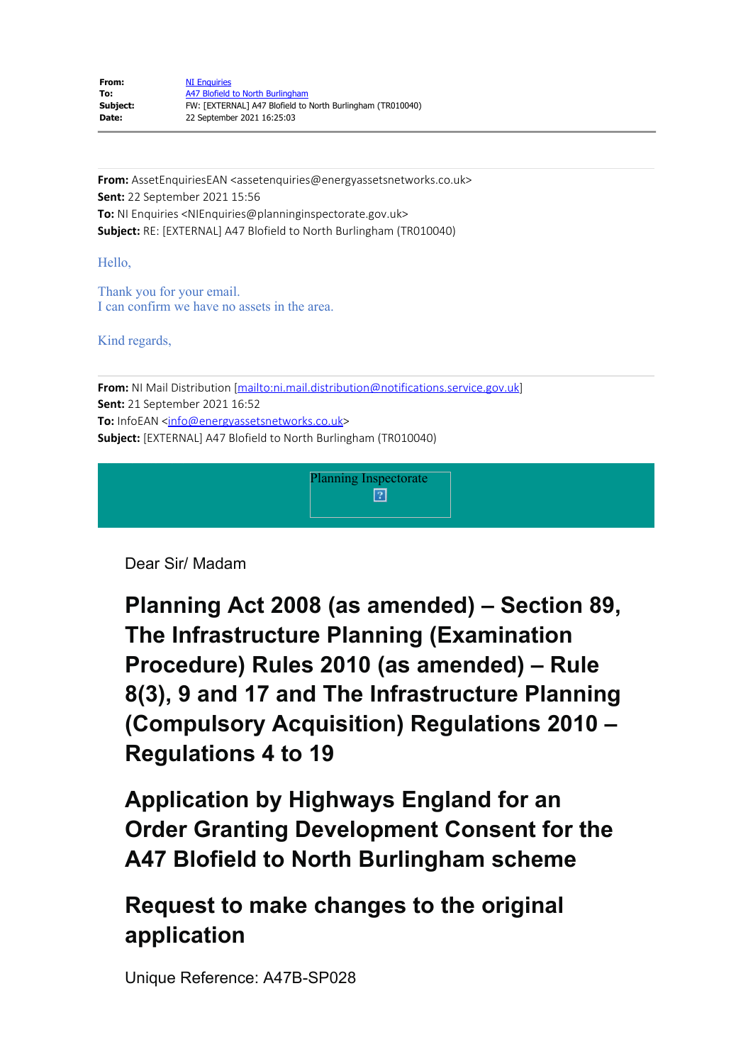**From:** NI Enquiries
**To:** A47 Blofield to North Burlingham
**Subject:** FW: [EXTERNAL] A47 Blofield to North Burlingham (TR010040)
**Date:** 22 September 2021 16:25:03

---

**From:** AssetEnquiriesEAN <assetenquiries@energyassetsnetworks.co.uk>
**Sent:** 22 September 2021 15:56
**To:** NI Enquiries <NIEnquiries@planninginspectorate.gov.uk>
**Subject:** RE: [EXTERNAL] A47 Blofield to North Burlingham (TR010040)

Hello,

Thank you for your email.
I can confirm we have no assets in the area.

Kind regards,

---

**From:** NI Mail Distribution [mailto:ni.mail.distribution@notifications.service.gov.uk]
**Sent:** 21 September 2021 16:52
**To:** InfoEAN <info@energyassetsnetworks.co.uk>
**Subject:** [EXTERNAL] A47 Blofield to North Burlingham (TR010040)

Planning Inspectorate

Dear Sir/ Madam

## Planning Act 2008 (as amended) – Section 89, The Infrastructure Planning (Examination Procedure) Rules 2010 (as amended) – Rule 8(3), 9 and 17 and The Infrastructure Planning (Compulsory Acquisition) Regulations 2010 – Regulations 4 to 19

## Application by Highways England for an Order Granting Development Consent for the A47 Blofield to North Burlingham scheme

## Request to make changes to the original application

Unique Reference: A47B-SP028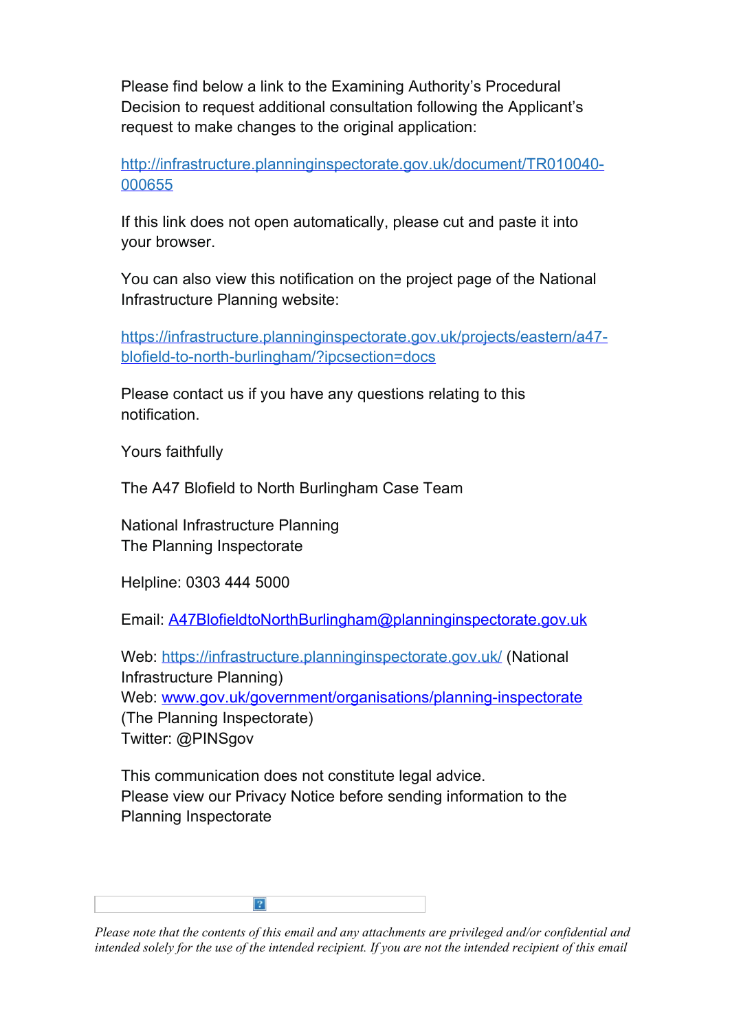Please find below a link to the Examining Authority's Procedural Decision to request additional consultation following the Applicant's request to make changes to the original application:

http://infrastructure.planninginspectorate.gov.uk/document/TR010040-000655

If this link does not open automatically, please cut and paste it into your browser.

You can also view this notification on the project page of the National Infrastructure Planning website:

https://infrastructure.planninginspectorate.gov.uk/projects/eastern/a47-blofield-to-north-burlingham/?ipcsection=docs

Please contact us if you have any questions relating to this notification.

Yours faithfully

The A47 Blofield to North Burlingham Case Team

National Infrastructure Planning
The Planning Inspectorate

Helpline: 0303 444 5000

Email: A47BlofieldtoNorthBurlingham@planninginspectorate.gov.uk

Web: https://infrastructure.planninginspectorate.gov.uk/ (National Infrastructure Planning)
Web: www.gov.uk/government/organisations/planning-inspectorate (The Planning Inspectorate)
Twitter: @PINSgov

This communication does not constitute legal advice.
Please view our Privacy Notice before sending information to the Planning Inspectorate

*Please note that the contents of this email and any attachments are privileged and/or confidential and intended solely for the use of the intended recipient. If you are not the intended recipient of this email*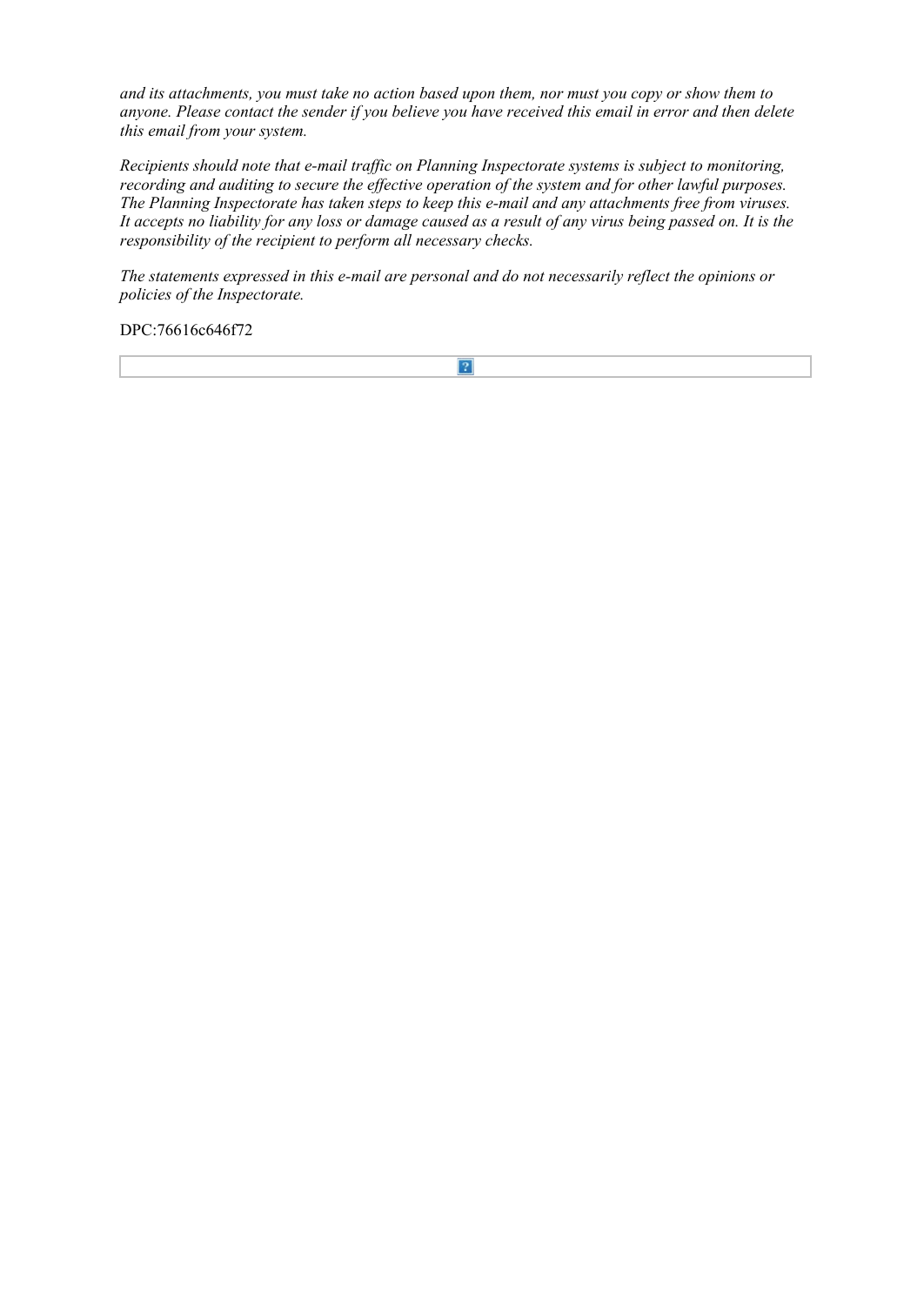*and its attachments, you must take no action based upon them, nor must you copy or show them to anyone. Please contact the sender if you believe you have received this email in error and then delete this email from your system.*

*Recipients should note that e-mail traffic on Planning Inspectorate systems is subject to monitoring, recording and auditing to secure the effective operation of the system and for other lawful purposes. The Planning Inspectorate has taken steps to keep this e-mail and any attachments free from viruses. It accepts no liability for any loss or damage caused as a result of any virus being passed on. It is the responsibility of the recipient to perform all necessary checks.*

*The statements expressed in this e-mail are personal and do not necessarily reflect the opinions or policies of the Inspectorate.*

DPC:76616c646f72